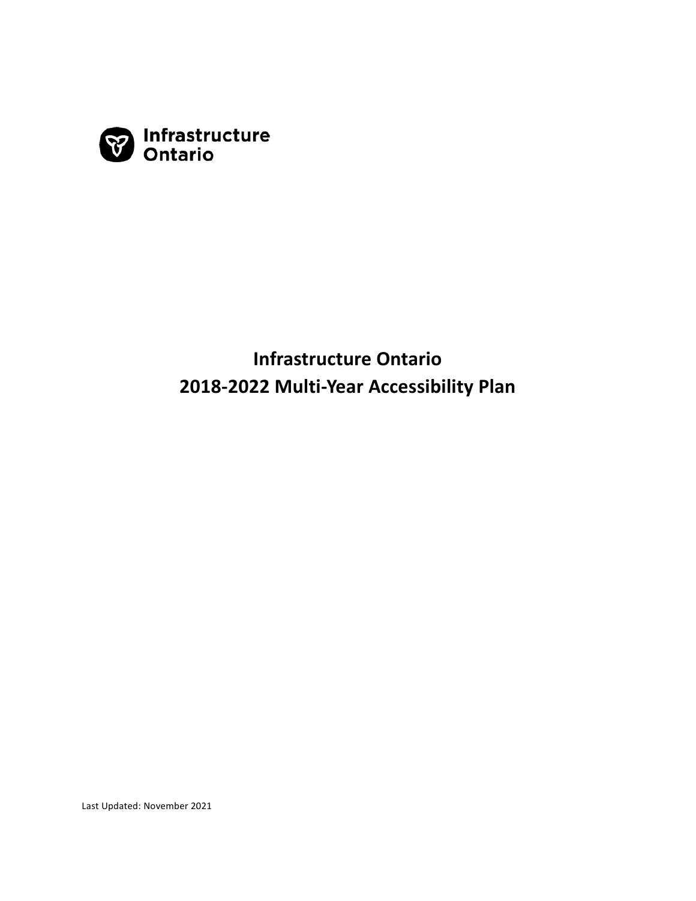Infrastructure Ontario

# Infrastructure Ontario
# 2018-2022 Multi-Year Accessibility Plan

Last Updated: November 2021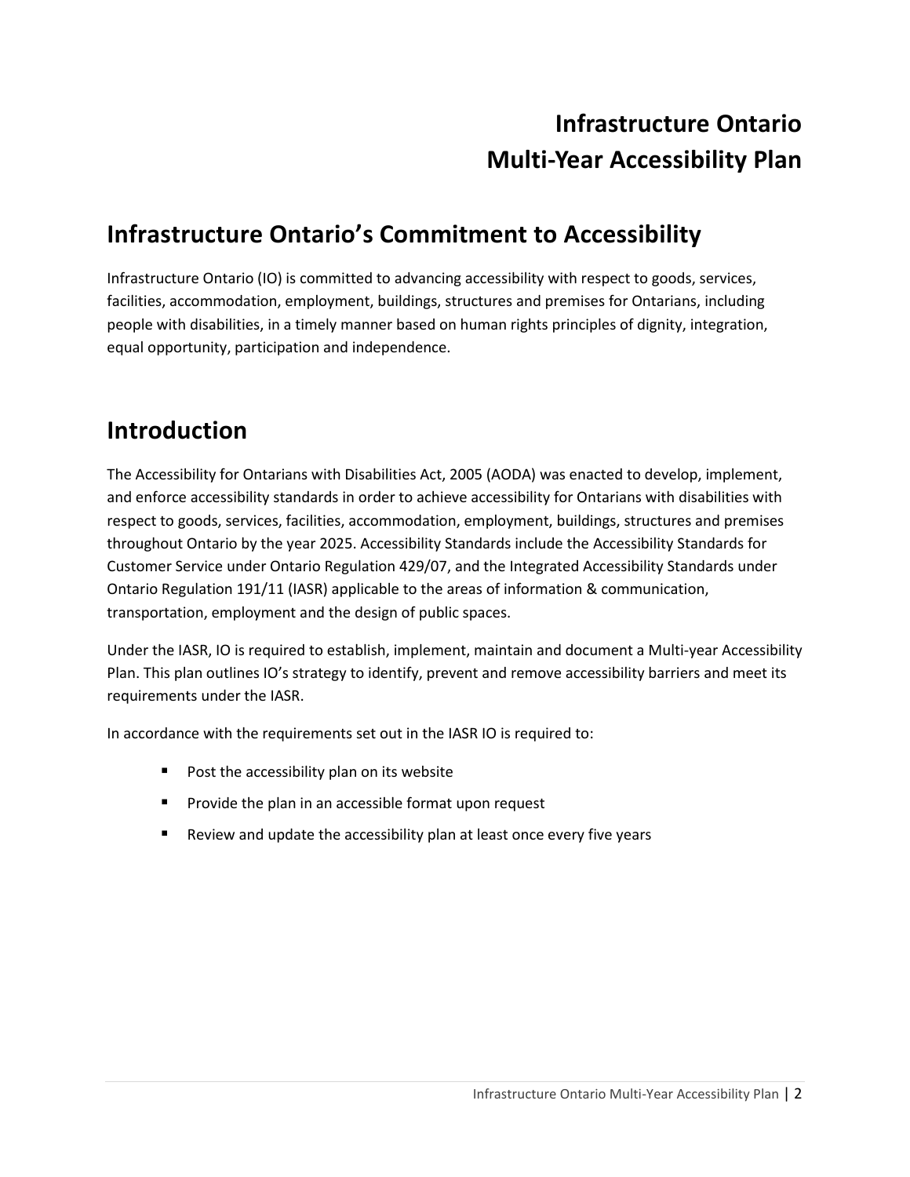# Infrastructure Ontario
# Multi-Year Accessibility Plan

## Infrastructure Ontario's Commitment to Accessibility

Infrastructure Ontario (IO) is committed to advancing accessibility with respect to goods, services, facilities, accommodation, employment, buildings, structures and premises for Ontarians, including people with disabilities, in a timely manner based on human rights principles of dignity, integration, equal opportunity, participation and independence.

## Introduction

The Accessibility for Ontarians with Disabilities Act, 2005 (AODA) was enacted to develop, implement, and enforce accessibility standards in order to achieve accessibility for Ontarians with disabilities with respect to goods, services, facilities, accommodation, employment, buildings, structures and premises throughout Ontario by the year 2025. Accessibility Standards include the Accessibility Standards for Customer Service under Ontario Regulation 429/07, and the Integrated Accessibility Standards under Ontario Regulation 191/11 (IASR) applicable to the areas of information & communication, transportation, employment and the design of public spaces.

Under the IASR, IO is required to establish, implement, maintain and document a Multi-year Accessibility Plan. This plan outlines IO's strategy to identify, prevent and remove accessibility barriers and meet its requirements under the IASR.

In accordance with the requirements set out in the IASR IO is required to:

- Post the accessibility plan on its website
- Provide the plan in an accessible format upon request
- Review and update the accessibility plan at least once every five years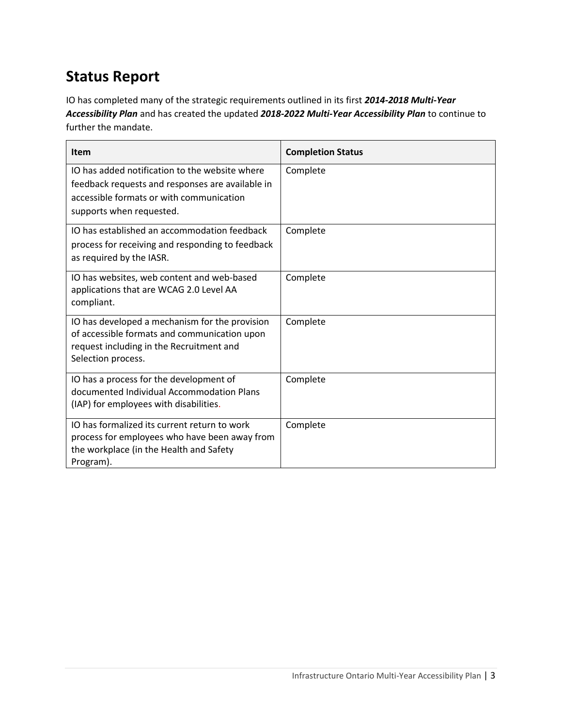## Status Report

IO has completed many of the strategic requirements outlined in its first ***2014-2018 Multi-Year Accessibility Plan*** and has created the updated ***2018-2022 Multi-Year Accessibility Plan*** to continue to further the mandate.

| Item | Completion Status |
|---|---|
| IO has added notification to the website where feedback requests and responses are available in accessible formats or with communication supports when requested. | Complete |
| IO has established an accommodation feedback process for receiving and responding to feedback as required by the IASR. | Complete |
| IO has websites, web content and web-based applications that are WCAG 2.0 Level AA compliant. | Complete |
| IO has developed a mechanism for the provision of accessible formats and communication upon request including in the Recruitment and Selection process. | Complete |
| IO has a process for the development of documented Individual Accommodation Plans (IAP) for employees with disabilities. | Complete |
| IO has formalized its current return to work process for employees who have been away from the workplace (in the Health and Safety Program). | Complete |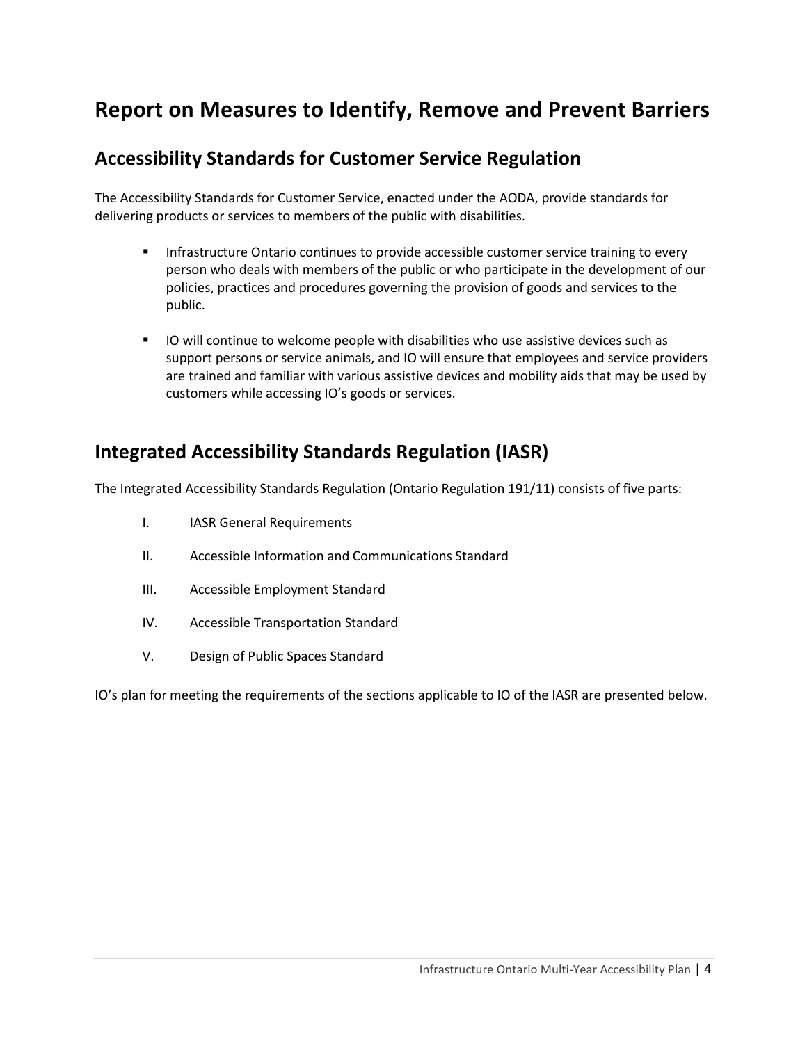# Report on Measures to Identify, Remove and Prevent Barriers

## Accessibility Standards for Customer Service Regulation

The Accessibility Standards for Customer Service, enacted under the AODA, provide standards for delivering products or services to members of the public with disabilities.

- Infrastructure Ontario continues to provide accessible customer service training to every person who deals with members of the public or who participate in the development of our policies, practices and procedures governing the provision of goods and services to the public.

- IO will continue to welcome people with disabilities who use assistive devices such as support persons or service animals, and IO will ensure that employees and service providers are trained and familiar with various assistive devices and mobility aids that may be used by customers while accessing IO's goods or services.

## Integrated Accessibility Standards Regulation (IASR)

The Integrated Accessibility Standards Regulation (Ontario Regulation 191/11) consists of five parts:

I. IASR General Requirements

II. Accessible Information and Communications Standard

III. Accessible Employment Standard

IV. Accessible Transportation Standard

V. Design of Public Spaces Standard

IO's plan for meeting the requirements of the sections applicable to IO of the IASR are presented below.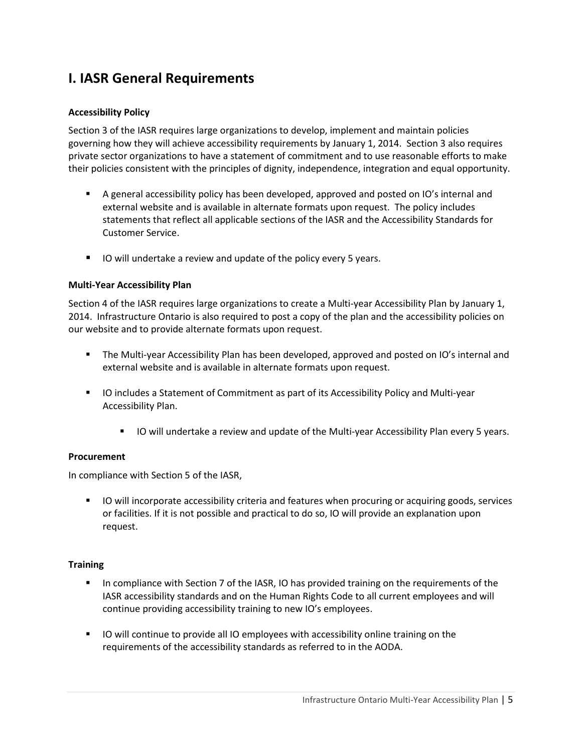# I. IASR General Requirements

### Accessibility Policy

Section 3 of the IASR requires large organizations to develop, implement and maintain policies governing how they will achieve accessibility requirements by January 1, 2014. Section 3 also requires private sector organizations to have a statement of commitment and to use reasonable efforts to make their policies consistent with the principles of dignity, independence, integration and equal opportunity.

- A general accessibility policy has been developed, approved and posted on IO's internal and external website and is available in alternate formats upon request. The policy includes statements that reflect all applicable sections of the IASR and the Accessibility Standards for Customer Service.
- IO will undertake a review and update of the policy every 5 years.

### Multi-Year Accessibility Plan

Section 4 of the IASR requires large organizations to create a Multi-year Accessibility Plan by January 1, 2014. Infrastructure Ontario is also required to post a copy of the plan and the accessibility policies on our website and to provide alternate formats upon request.

- The Multi-year Accessibility Plan has been developed, approved and posted on IO's internal and external website and is available in alternate formats upon request.
- IO includes a Statement of Commitment as part of its Accessibility Policy and Multi-year Accessibility Plan.
    - IO will undertake a review and update of the Multi-year Accessibility Plan every 5 years.

### Procurement

In compliance with Section 5 of the IASR,

- IO will incorporate accessibility criteria and features when procuring or acquiring goods, services or facilities. If it is not possible and practical to do so, IO will provide an explanation upon request.

### Training

- In compliance with Section 7 of the IASR, IO has provided training on the requirements of the IASR accessibility standards and on the Human Rights Code to all current employees and will continue providing accessibility training to new IO's employees.
- IO will continue to provide all IO employees with accessibility online training on the requirements of the accessibility standards as referred to in the AODA.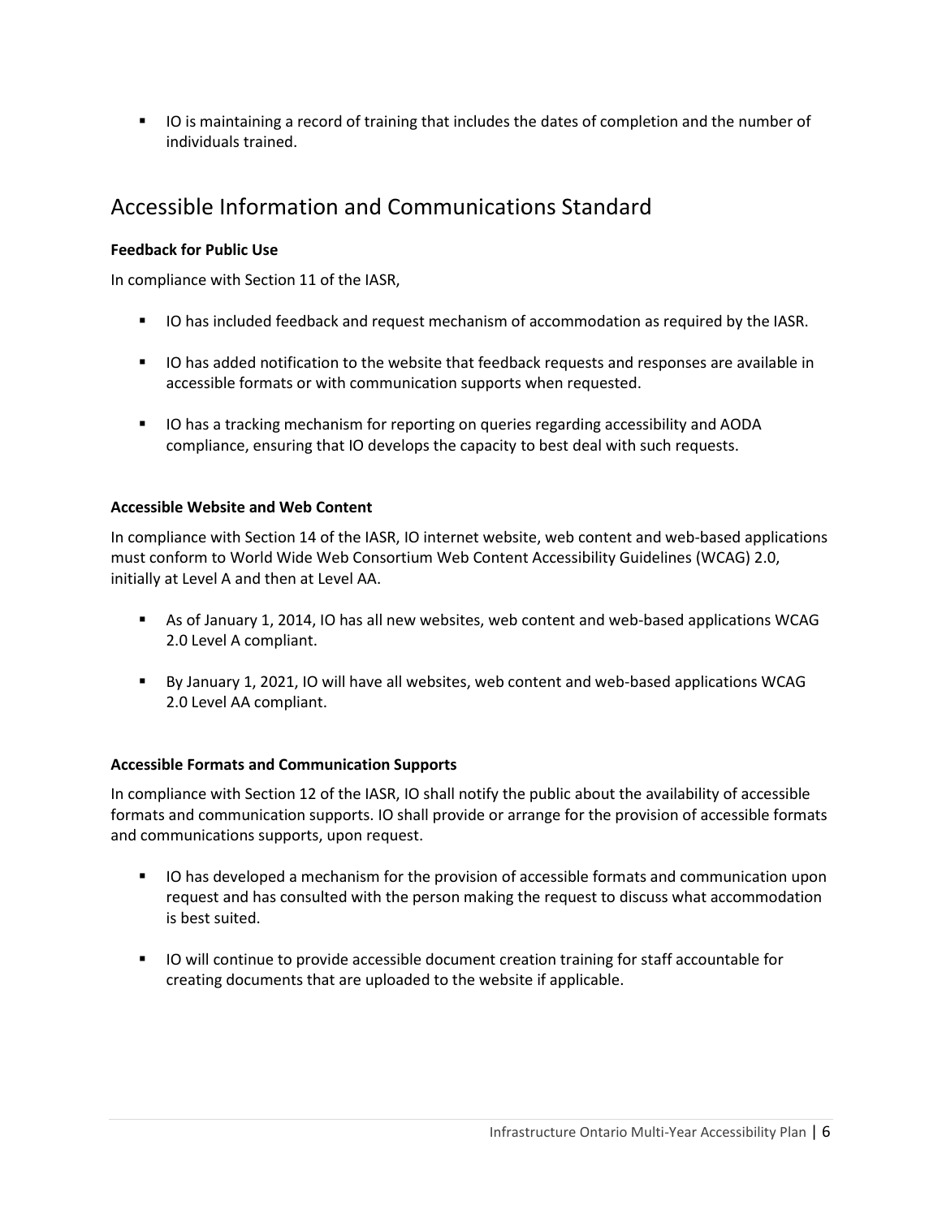- IO is maintaining a record of training that includes the dates of completion and the number of individuals trained.

## Accessible Information and Communications Standard

**Feedback for Public Use**

In compliance with Section 11 of the IASR,

- IO has included feedback and request mechanism of accommodation as required by the IASR.
- IO has added notification to the website that feedback requests and responses are available in accessible formats or with communication supports when requested.
- IO has a tracking mechanism for reporting on queries regarding accessibility and AODA compliance, ensuring that IO develops the capacity to best deal with such requests.

**Accessible Website and Web Content**

In compliance with Section 14 of the IASR, IO internet website, web content and web-based applications must conform to World Wide Web Consortium Web Content Accessibility Guidelines (WCAG) 2.0, initially at Level A and then at Level AA.

- As of January 1, 2014, IO has all new websites, web content and web-based applications WCAG 2.0 Level A compliant.
- By January 1, 2021, IO will have all websites, web content and web-based applications WCAG 2.0 Level AA compliant.

**Accessible Formats and Communication Supports**

In compliance with Section 12 of the IASR, IO shall notify the public about the availability of accessible formats and communication supports. IO shall provide or arrange for the provision of accessible formats and communications supports, upon request.

- IO has developed a mechanism for the provision of accessible formats and communication upon request and has consulted with the person making the request to discuss what accommodation is best suited.
- IO will continue to provide accessible document creation training for staff accountable for creating documents that are uploaded to the website if applicable.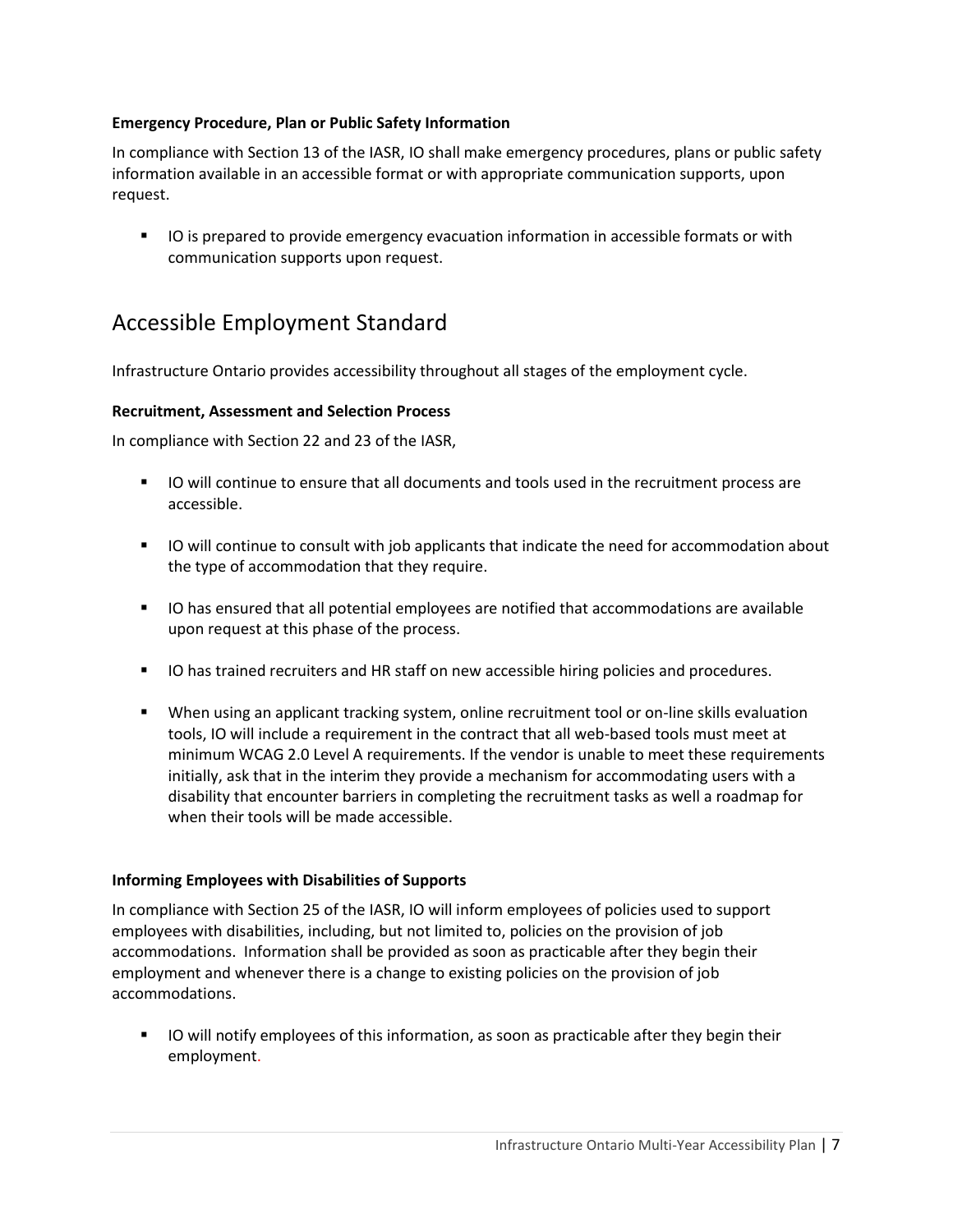**Emergency Procedure, Plan or Public Safety Information**

In compliance with Section 13 of the IASR, IO shall make emergency procedures, plans or public safety information available in an accessible format or with appropriate communication supports, upon request.

- IO is prepared to provide emergency evacuation information in accessible formats or with communication supports upon request.

## Accessible Employment Standard

Infrastructure Ontario provides accessibility throughout all stages of the employment cycle.

**Recruitment, Assessment and Selection Process**

In compliance with Section 22 and 23 of the IASR,

- IO will continue to ensure that all documents and tools used in the recruitment process are accessible.
- IO will continue to consult with job applicants that indicate the need for accommodation about the type of accommodation that they require.
- IO has ensured that all potential employees are notified that accommodations are available upon request at this phase of the process.
- IO has trained recruiters and HR staff on new accessible hiring policies and procedures.
- When using an applicant tracking system, online recruitment tool or on-line skills evaluation tools, IO will include a requirement in the contract that all web-based tools must meet at minimum WCAG 2.0 Level A requirements. If the vendor is unable to meet these requirements initially, ask that in the interim they provide a mechanism for accommodating users with a disability that encounter barriers in completing the recruitment tasks as well a roadmap for when their tools will be made accessible.

**Informing Employees with Disabilities of Supports**

In compliance with Section 25 of the IASR, IO will inform employees of policies used to support employees with disabilities, including, but not limited to, policies on the provision of job accommodations. Information shall be provided as soon as practicable after they begin their employment and whenever there is a change to existing policies on the provision of job accommodations.

- IO will notify employees of this information, as soon as practicable after they begin their employment.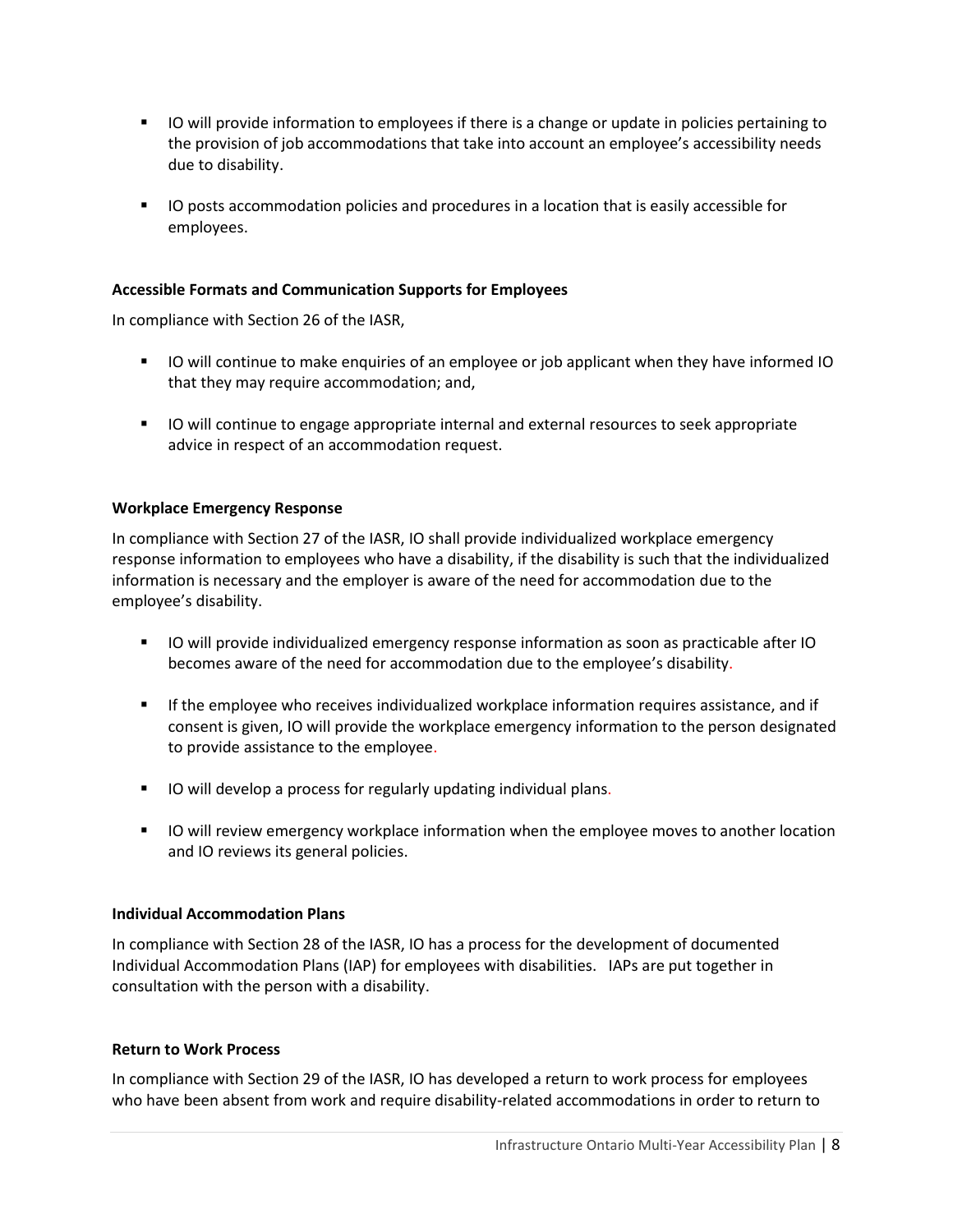- IO will provide information to employees if there is a change or update in policies pertaining to the provision of job accommodations that take into account an employee's accessibility needs due to disability.
- IO posts accommodation policies and procedures in a location that is easily accessible for employees.

**Accessible Formats and Communication Supports for Employees**

In compliance with Section 26 of the IASR,

- IO will continue to make enquiries of an employee or job applicant when they have informed IO that they may require accommodation; and,
- IO will continue to engage appropriate internal and external resources to seek appropriate advice in respect of an accommodation request.

**Workplace Emergency Response**

In compliance with Section 27 of the IASR, IO shall provide individualized workplace emergency response information to employees who have a disability, if the disability is such that the individualized information is necessary and the employer is aware of the need for accommodation due to the employee's disability.

- IO will provide individualized emergency response information as soon as practicable after IO becomes aware of the need for accommodation due to the employee's disability.
- If the employee who receives individualized workplace information requires assistance, and if consent is given, IO will provide the workplace emergency information to the person designated to provide assistance to the employee.
- IO will develop a process for regularly updating individual plans.
- IO will review emergency workplace information when the employee moves to another location and IO reviews its general policies.

**Individual Accommodation Plans**

In compliance with Section 28 of the IASR, IO has a process for the development of documented Individual Accommodation Plans (IAP) for employees with disabilities. IAPs are put together in consultation with the person with a disability.

**Return to Work Process**

In compliance with Section 29 of the IASR, IO has developed a return to work process for employees who have been absent from work and require disability-related accommodations in order to return to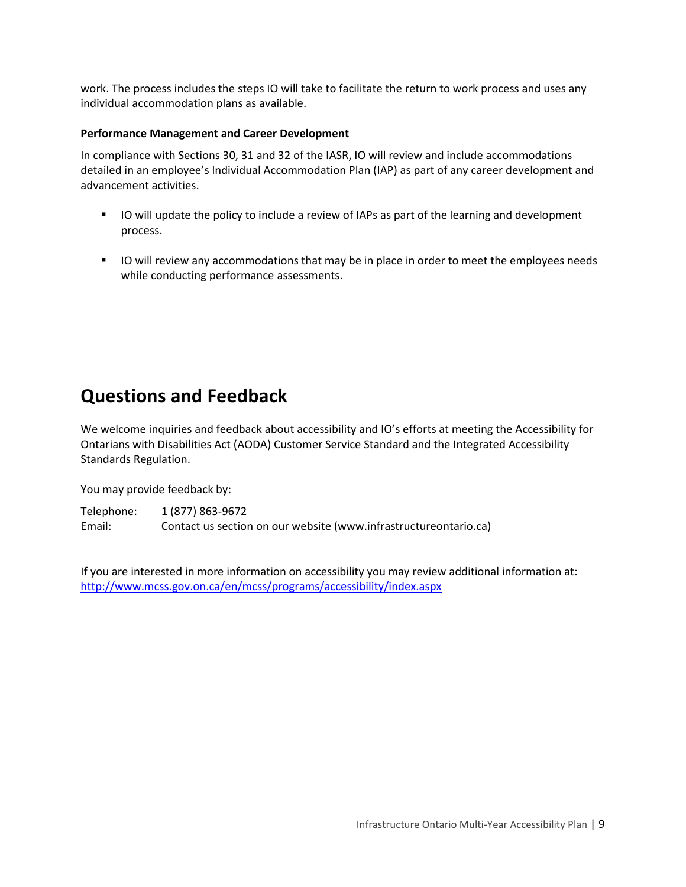work. The process includes the steps IO will take to facilitate the return to work process and uses any individual accommodation plans as available.

**Performance Management and Career Development**

In compliance with Sections 30, 31 and 32 of the IASR, IO will review and include accommodations detailed in an employee's Individual Accommodation Plan (IAP) as part of any career development and advancement activities.

- IO will update the policy to include a review of IAPs as part of the learning and development process.
- IO will review any accommodations that may be in place in order to meet the employees needs while conducting performance assessments.

## Questions and Feedback

We welcome inquiries and feedback about accessibility and IO's efforts at meeting the Accessibility for Ontarians with Disabilities Act (AODA) Customer Service Standard and the Integrated Accessibility Standards Regulation.

You may provide feedback by:

Telephone: 1 (877) 863-9672
Email: Contact us section on our website (www.infrastructureontario.ca)

If you are interested in more information on accessibility you may review additional information at: http://www.mcss.gov.on.ca/en/mcss/programs/accessibility/index.aspx